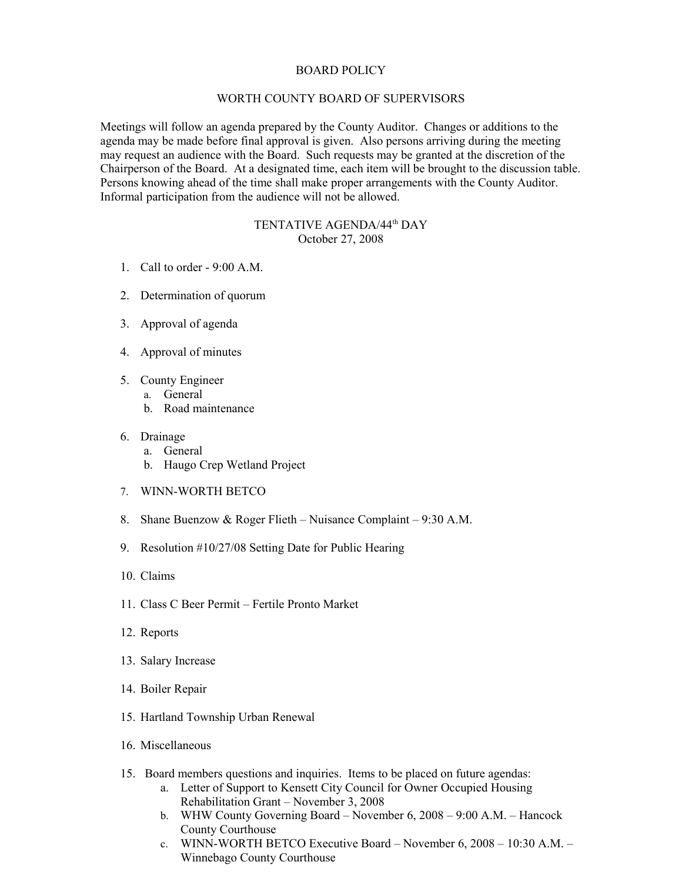# BOARD POLICY

## WORTH COUNTY BOARD OF SUPERVISORS

Meetings will follow an agenda prepared by the County Auditor. Changes or additions to the agenda may be made before final approval is given. Also persons arriving during the meeting may request an audience with the Board. Such requests may be granted at the discretion of the Chairperson of the Board. At a designated time, each item will be brought to the discussion table. Persons knowing ahead of the time shall make proper arrangements with the County Auditor. Informal participation from the audience will not be allowed.

### TENTATIVE AGENDA/44th DAY
October 27, 2008

1. Call to order - 9:00 A.M.
2. Determination of quorum
3. Approval of agenda
4. Approval of minutes
5. County Engineer
   a. General
   b. Road maintenance
6. Drainage
   a. General
   b. Haugo Crep Wetland Project
7. WINN-WORTH BETCO
8. Shane Buenzow & Roger Flieth – Nuisance Complaint – 9:30 A.M.
9. Resolution #10/27/08 Setting Date for Public Hearing
10. Claims
11. Class C Beer Permit – Fertile Pronto Market
12. Reports
13. Salary Increase
14. Boiler Repair
15. Hartland Township Urban Renewal
16. Miscellaneous

15. Board members questions and inquiries. Items to be placed on future agendas:
    a. Letter of Support to Kensett City Council for Owner Occupied Housing Rehabilitation Grant – November 3, 2008
    b. WHW County Governing Board – November 6, 2008 – 9:00 A.M. – Hancock County Courthouse
    c. WINN-WORTH BETCO Executive Board – November 6, 2008 – 10:30 A.M. – Winnebago County Courthouse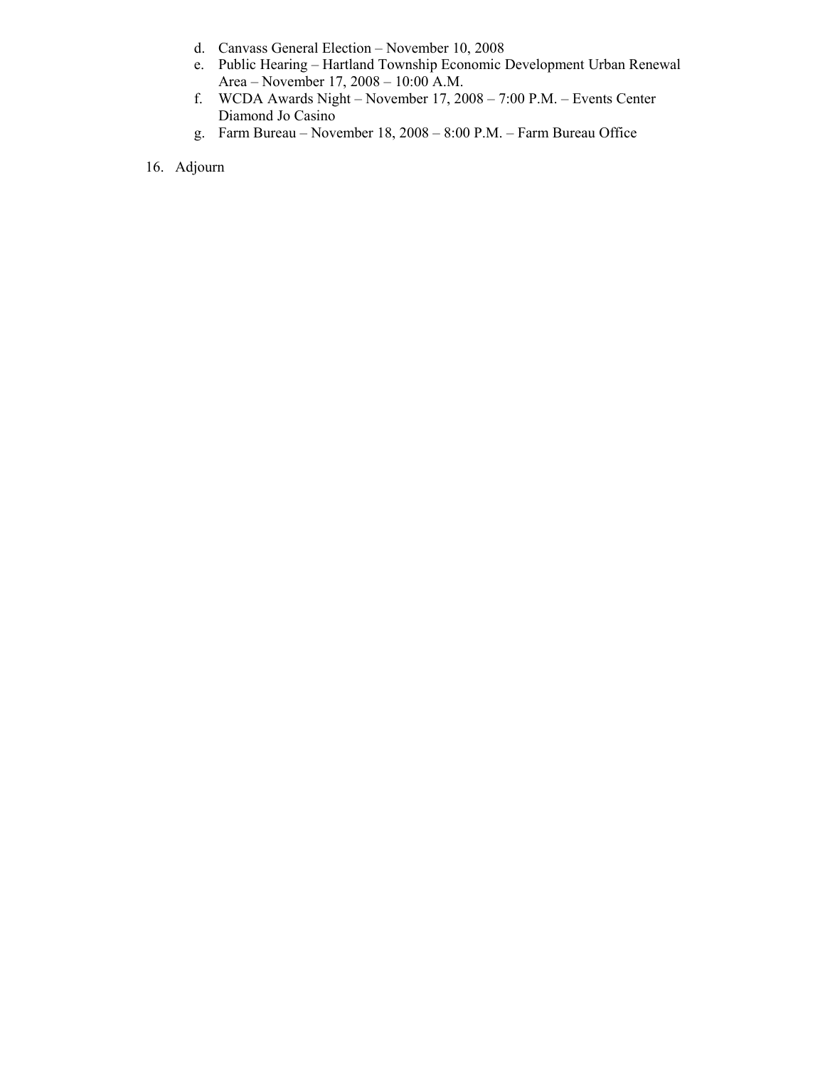d. Canvass General Election – November 10, 2008
e. Public Hearing – Hartland Township Economic Development Urban Renewal Area – November 17, 2008 – 10:00 A.M.
f. WCDA Awards Night – November 17, 2008 – 7:00 P.M. – Events Center Diamond Jo Casino
g. Farm Bureau – November 18, 2008 – 8:00 P.M. – Farm Bureau Office

16. Adjourn